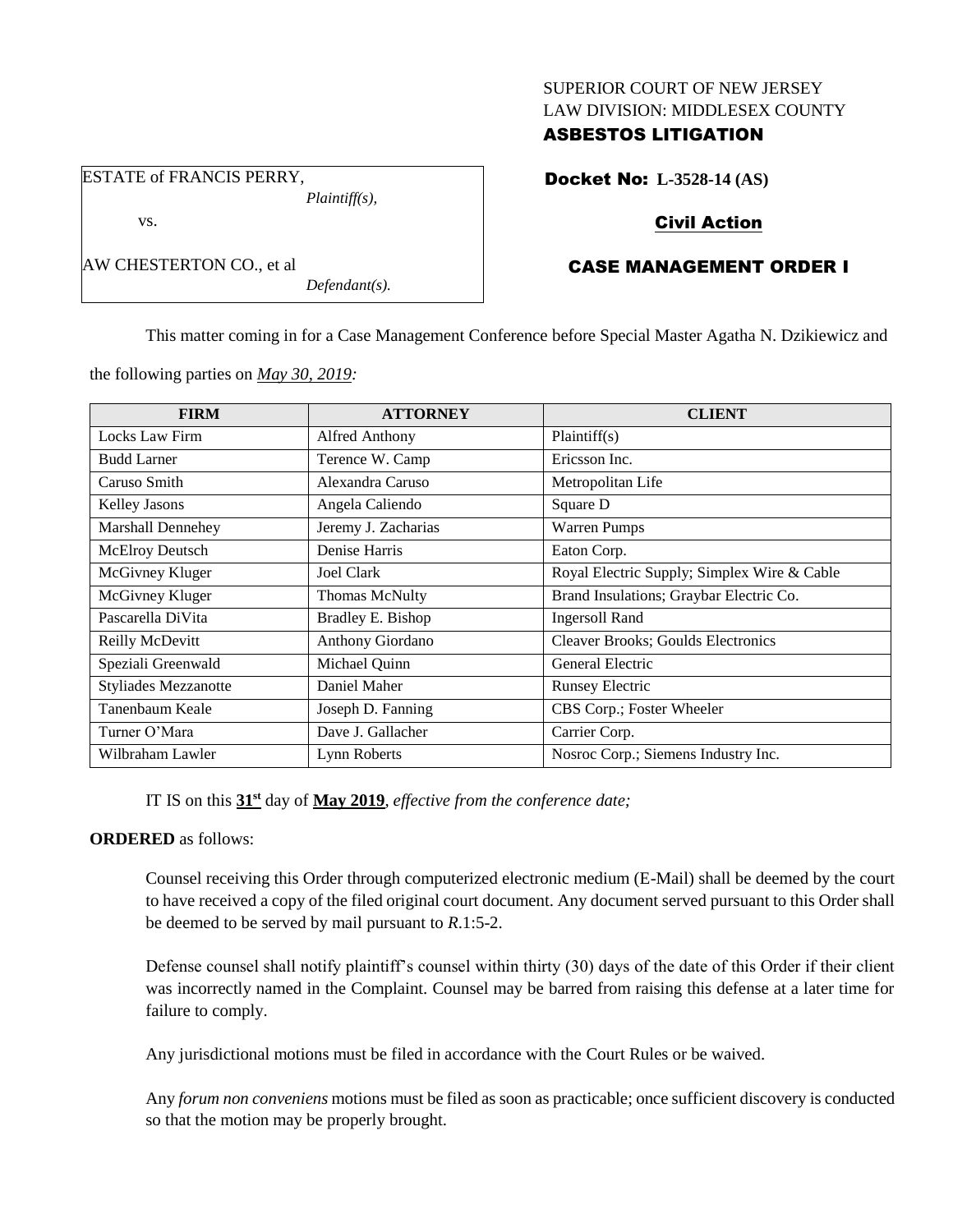SUPERIOR COURT OF NEW JERSEY
LAW DIVISION: MIDDLESEX COUNTY

**ASBESTOS LITIGATION**

ESTATE of FRANCIS PERRY,
*Plaintiff(s),*

vs.

AW CHESTERTON CO., et al
*Defendant(s).*

**Docket No: L-3528-14 (AS)**

**Civil Action**

**CASE MANAGEMENT ORDER I**

This matter coming in for a Case Management Conference before Special Master Agatha N. Dzikiewicz and the following parties on *May 30, 2019:*

| FIRM | ATTORNEY | CLIENT |
|---|---|---|
| Locks Law Firm | Alfred Anthony | Plaintiff(s) |
| Budd Larner | Terence W. Camp | Ericsson Inc. |
| Caruso Smith | Alexandra Caruso | Metropolitan Life |
| Kelley Jasons | Angela Caliendo | Square D |
| Marshall Dennehey | Jeremy J. Zacharias | Warren Pumps |
| McElroy Deutsch | Denise Harris | Eaton Corp. |
| McGivney Kluger | Joel Clark | Royal Electric Supply; Simplex Wire & Cable |
| McGivney Kluger | Thomas McNulty | Brand Insulations; Graybar Electric Co. |
| Pascarella DiVita | Bradley E. Bishop | Ingersoll Rand |
| Reilly McDevitt | Anthony Giordano | Cleaver Brooks; Goulds Electronics |
| Speziali Greenwald | Michael Quinn | General Electric |
| Styliades Mezzanotte | Daniel Maher | Runsey Electric |
| Tanenbaum Keale | Joseph D. Fanning | CBS Corp.; Foster Wheeler |
| Turner O'Mara | Dave J. Gallacher | Carrier Corp. |
| Wilbraham Lawler | Lynn Roberts | Nosroc Corp.; Siemens Industry Inc. |

IT IS on this **31st** day of **May 2019**, *effective from the conference date;*

**ORDERED** as follows:

Counsel receiving this Order through computerized electronic medium (E-Mail) shall be deemed by the court to have received a copy of the filed original court document. Any document served pursuant to this Order shall be deemed to be served by mail pursuant to *R*.1:5-2.

Defense counsel shall notify plaintiff's counsel within thirty (30) days of the date of this Order if their client was incorrectly named in the Complaint. Counsel may be barred from raising this defense at a later time for failure to comply.

Any jurisdictional motions must be filed in accordance with the Court Rules or be waived.

Any *forum non conveniens* motions must be filed as soon as practicable; once sufficient discovery is conducted so that the motion may be properly brought.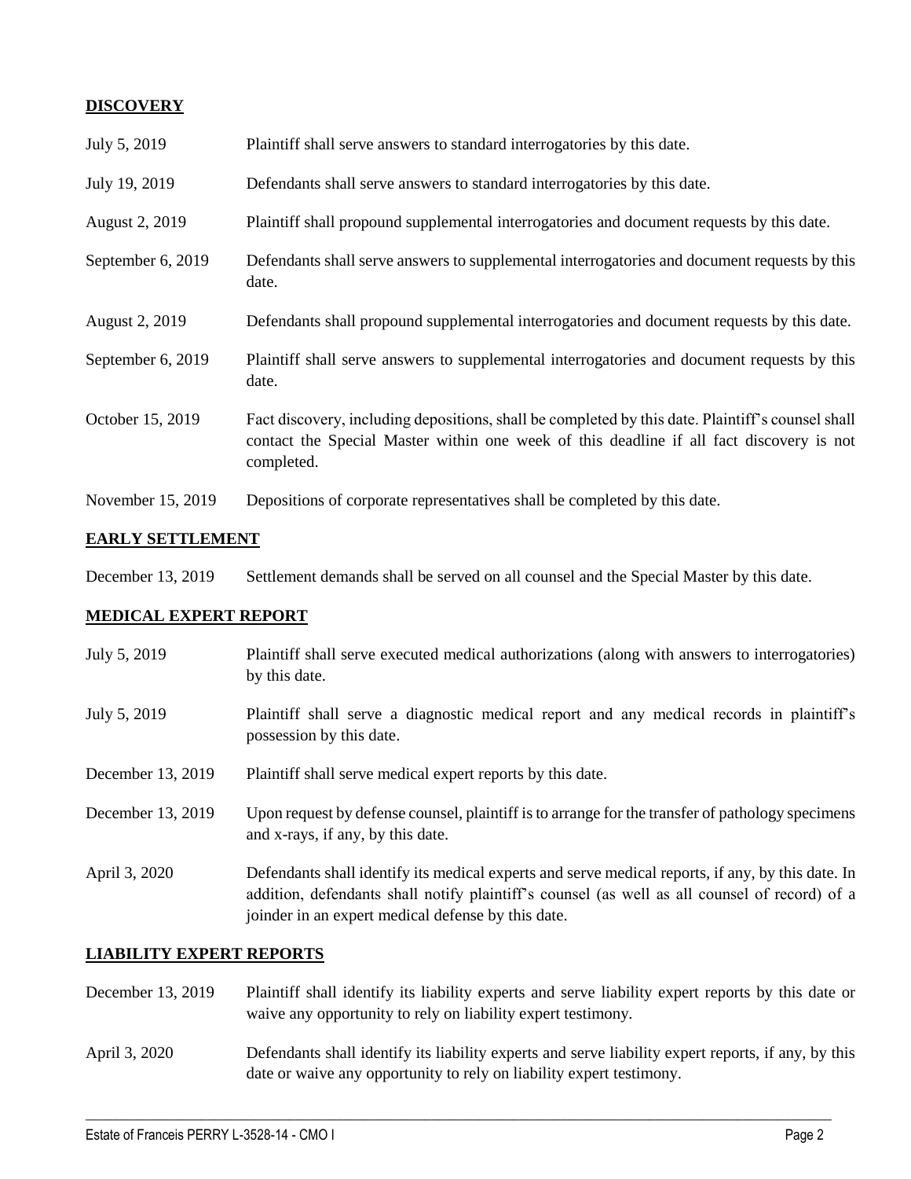## DISCOVERY

| | |
|---|---|
| July 5, 2019 | Plaintiff shall serve answers to standard interrogatories by this date. |
| July 19, 2019 | Defendants shall serve answers to standard interrogatories by this date. |
| August 2, 2019 | Plaintiff shall propound supplemental interrogatories and document requests by this date. |
| September 6, 2019 | Defendants shall serve answers to supplemental interrogatories and document requests by this date. |
| August 2, 2019 | Defendants shall propound supplemental interrogatories and document requests by this date. |
| September 6, 2019 | Plaintiff shall serve answers to supplemental interrogatories and document requests by this date. |
| October 15, 2019 | Fact discovery, including depositions, shall be completed by this date. Plaintiff's counsel shall contact the Special Master within one week of this deadline if all fact discovery is not completed. |
| November 15, 2019 | Depositions of corporate representatives shall be completed by this date. |

## EARLY SETTLEMENT

| | |
|---|---|
| December 13, 2019 | Settlement demands shall be served on all counsel and the Special Master by this date. |

## MEDICAL EXPERT REPORT

| | |
|---|---|
| July 5, 2019 | Plaintiff shall serve executed medical authorizations (along with answers to interrogatories) by this date. |
| July 5, 2019 | Plaintiff shall serve a diagnostic medical report and any medical records in plaintiff's possession by this date. |
| December 13, 2019 | Plaintiff shall serve medical expert reports by this date. |
| December 13, 2019 | Upon request by defense counsel, plaintiff is to arrange for the transfer of pathology specimens and x-rays, if any, by this date. |
| April 3, 2020 | Defendants shall identify its medical experts and serve medical reports, if any, by this date. In addition, defendants shall notify plaintiff's counsel (as well as all counsel of record) of a joinder in an expert medical defense by this date. |

## LIABILITY EXPERT REPORTS

| | |
|---|---|
| December 13, 2019 | Plaintiff shall identify its liability experts and serve liability expert reports by this date or waive any opportunity to rely on liability expert testimony. |
| April 3, 2020 | Defendants shall identify its liability experts and serve liability expert reports, if any, by this date or waive any opportunity to rely on liability expert testimony. |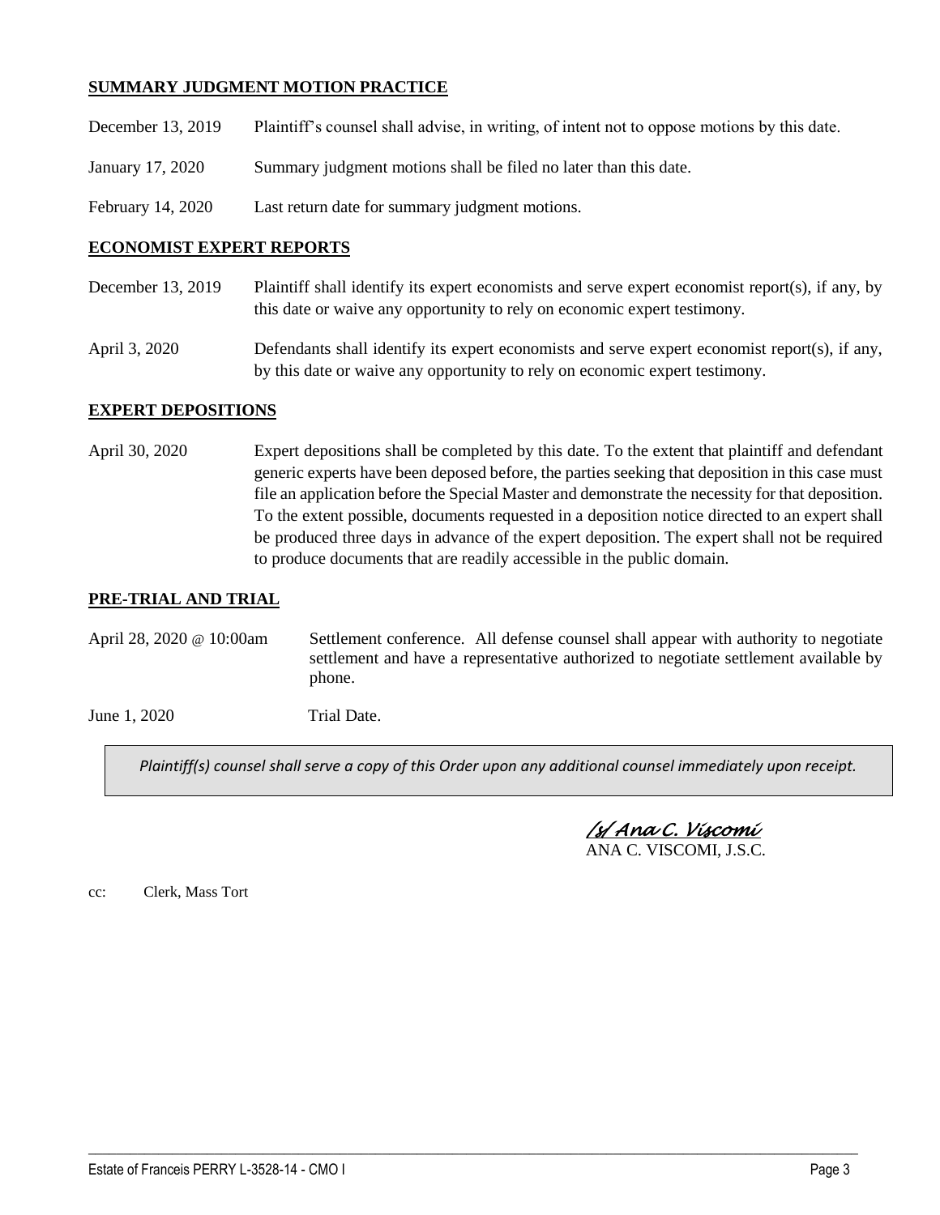**SUMMARY JUDGMENT MOTION PRACTICE**

| | |
|---|---|
| December 13, 2019 | Plaintiff's counsel shall advise, in writing, of intent not to oppose motions by this date. |
| January 17, 2020 | Summary judgment motions shall be filed no later than this date. |
| February 14, 2020 | Last return date for summary judgment motions. |

**ECONOMIST EXPERT REPORTS**

| | |
|---|---|
| December 13, 2019 | Plaintiff shall identify its expert economists and serve expert economist report(s), if any, by this date or waive any opportunity to rely on economic expert testimony. |
| April 3, 2020 | Defendants shall identify its expert economists and serve expert economist report(s), if any, by this date or waive any opportunity to rely on economic expert testimony. |

**EXPERT DEPOSITIONS**

| | |
|---|---|
| April 30, 2020 | Expert depositions shall be completed by this date. To the extent that plaintiff and defendant generic experts have been deposed before, the parties seeking that deposition in this case must file an application before the Special Master and demonstrate the necessity for that deposition. To the extent possible, documents requested in a deposition notice directed to an expert shall be produced three days in advance of the expert deposition. The expert shall not be required to produce documents that are readily accessible in the public domain. |

**PRE-TRIAL AND TRIAL**

| | |
|---|---|
| April 28, 2020 @ 10:00am | Settlement conference. All defense counsel shall appear with authority to negotiate settlement and have a representative authorized to negotiate settlement available by phone. |
| June 1, 2020 | Trial Date. |

*Plaintiff(s) counsel shall serve a copy of this Order upon any additional counsel immediately upon receipt.*

/s/ Ana C. Viscomi
ANA C. VISCOMI, J.S.C.

cc: Clerk, Mass Tort

Estate of Franceis PERRY L-3528-14 - CMO I